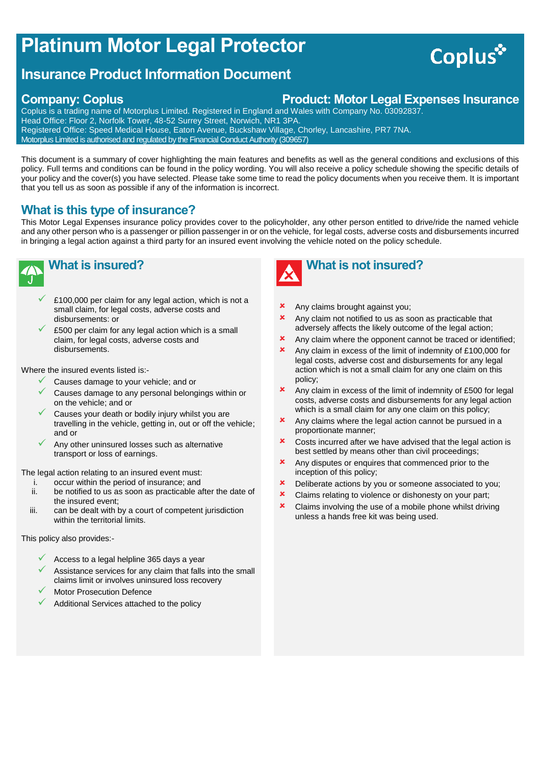# Platinum Motor Legal Protector

## Insurance Product Information Document

**Company: Coplus**

**Product: Motor Legal Expenses Insurance**

Coplus is a trading name of Motorplus Limited. Registered in England and Wales with Company No. 03092837.
Head Office: Floor 2, Norfolk Tower, 48-52 Surrey Street, Norwich, NR1 3PA.
Registered Office: Speed Medical House, Eaton Avenue, Buckshaw Village, Chorley, Lancashire, PR7 7NA.
Motorplus Limited is authorised and regulated by the Financial Conduct Authority (309657)

This document is a summary of cover highlighting the main features and benefits as well as the general conditions and exclusions of this policy. Full terms and conditions can be found in the policy wording. You will also receive a policy schedule showing the specific details of your policy and the cover(s) you have selected. Please take some time to read the policy documents when you receive them. It is important that you tell us as soon as possible if any of the information is incorrect.

## What is this type of insurance?

This Motor Legal Expenses insurance policy provides cover to the policyholder, any other person entitled to drive/ride the named vehicle and any other person who is a passenger or pillion passenger in or on the vehicle, for legal costs, adverse costs and disbursements incurred in bringing a legal action against a third party for an insured event involving the vehicle noted on the policy schedule.

## What is insured?

- ✓ £100,000 per claim for any legal action, which is not a small claim, for legal costs, adverse costs and disbursements: or
- ✓ £500 per claim for any legal action which is a small claim, for legal costs, adverse costs and disbursements.

Where the insured events listed is:-

- ✓ Causes damage to your vehicle; and or
- ✓ Causes damage to any personal belongings within or on the vehicle; and or
- ✓ Causes your death or bodily injury whilst you are travelling in the vehicle, getting in, out or off the vehicle; and or
- ✓ Any other uninsured losses such as alternative transport or loss of earnings.

The legal action relating to an insured event must:

1. occur within the period of insurance; and
2. be notified to us as soon as practicable after the date of the insured event;
3. can be dealt with by a court of competent jurisdiction within the territorial limits.

This policy also provides:-

- ✓ Access to a legal helpline 365 days a year
- ✓ Assistance services for any claim that falls into the small claims limit or involves uninsured loss recovery
- ✓ Motor Prosecution Defence
- ✓ Additional Services attached to the policy

## What is not insured?

- ✗ Any claims brought against you;
- ✗ Any claim not notified to us as soon as practicable that adversely affects the likely outcome of the legal action;
- ✗ Any claim where the opponent cannot be traced or identified;
- ✗ Any claim in excess of the limit of indemnity of £100,000 for legal costs, adverse cost and disbursements for any legal action which is not a small claim for any one claim on this policy;
- ✗ Any claim in excess of the limit of indemnity of £500 for legal costs, adverse costs and disbursements for any legal action which is a small claim for any one claim on this policy;
- ✗ Any claims where the legal action cannot be pursued in a proportionate manner;
- ✗ Costs incurred after we have advised that the legal action is best settled by means other than civil proceedings;
- ✗ Any disputes or enquires that commenced prior to the inception of this policy;
- ✗ Deliberate actions by you or someone associated to you;
- ✗ Claims relating to violence or dishonesty on your part;
- ✗ Claims involving the use of a mobile phone whilst driving unless a hands free kit was being used.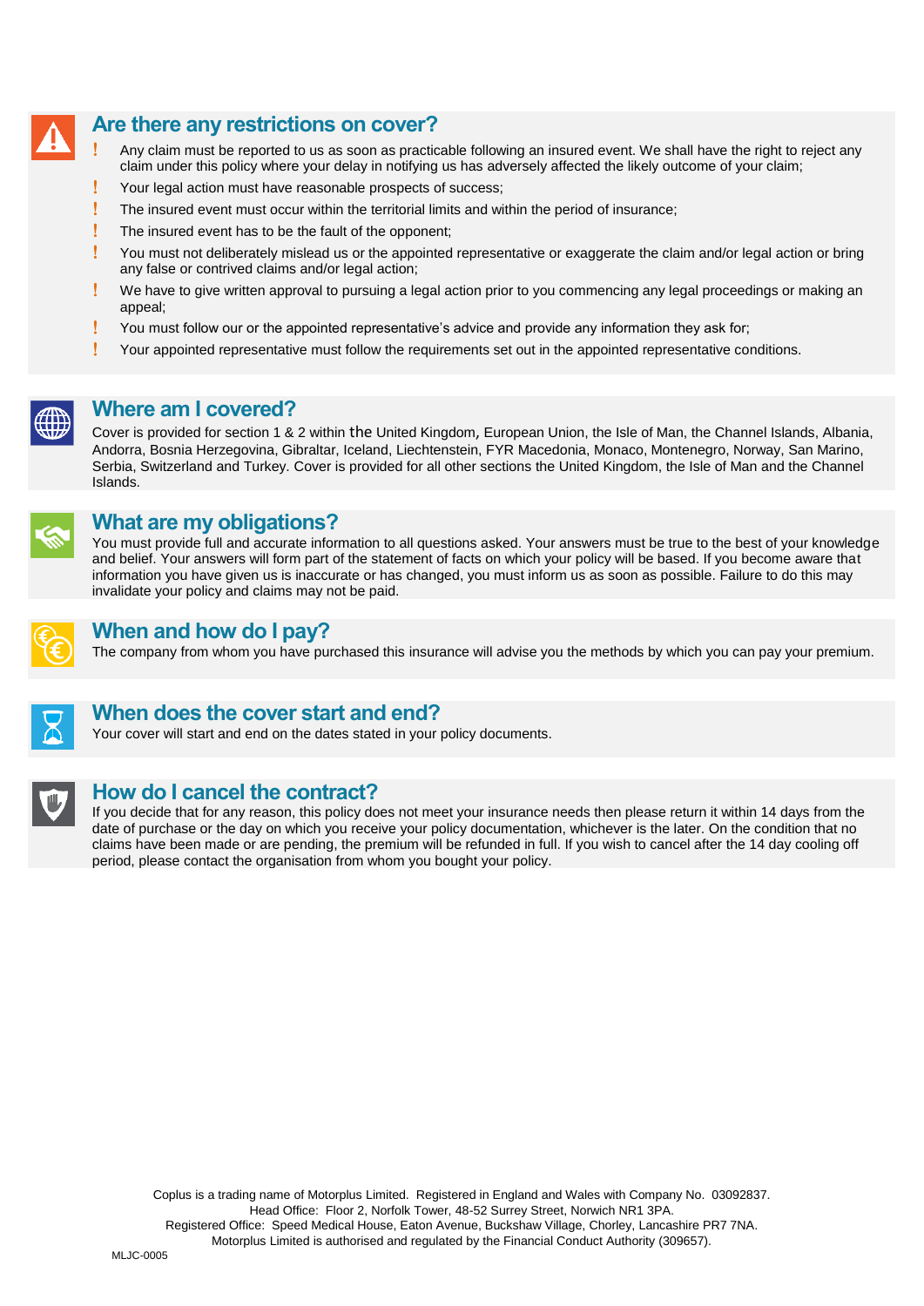## Are there any restrictions on cover?

- Any claim must be reported to us as soon as practicable following an insured event. We shall have the right to reject any claim under this policy where your delay in notifying us has adversely affected the likely outcome of your claim;
- Your legal action must have reasonable prospects of success;
- The insured event must occur within the territorial limits and within the period of insurance;
- The insured event has to be the fault of the opponent;
- You must not deliberately mislead us or the appointed representative or exaggerate the claim and/or legal action or bring any false or contrived claims and/or legal action;
- We have to give written approval to pursuing a legal action prior to you commencing any legal proceedings or making an appeal;
- You must follow our or the appointed representative's advice and provide any information they ask for;
- Your appointed representative must follow the requirements set out in the appointed representative conditions.

## Where am I covered?

Cover is provided for section 1 & 2 within the United Kingdom, European Union, the Isle of Man, the Channel Islands, Albania, Andorra, Bosnia Herzegovina, Gibraltar, Iceland, Liechtenstein, FYR Macedonia, Monaco, Montenegro, Norway, San Marino, Serbia, Switzerland and Turkey. Cover is provided for all other sections the United Kingdom, the Isle of Man and the Channel Islands.

## What are my obligations?

You must provide full and accurate information to all questions asked. Your answers must be true to the best of your knowledge and belief. Your answers will form part of the statement of facts on which your policy will be based. If you become aware that information you have given us is inaccurate or has changed, you must inform us as soon as possible. Failure to do this may invalidate your policy and claims may not be paid.

## When and how do I pay?

The company from whom you have purchased this insurance will advise you the methods by which you can pay your premium.

## When does the cover start and end?

Your cover will start and end on the dates stated in your policy documents.

## How do I cancel the contract?

If you decide that for any reason, this policy does not meet your insurance needs then please return it within 14 days from the date of purchase or the day on which you receive your policy documentation, whichever is the later. On the condition that no claims have been made or are pending, the premium will be refunded in full. If you wish to cancel after the 14 day cooling off period, please contact the organisation from whom you bought your policy.

Coplus is a trading name of Motorplus Limited. Registered in England and Wales with Company No. 03092837.
Head Office: Floor 2, Norfolk Tower, 48-52 Surrey Street, Norwich NR1 3PA.
Registered Office: Speed Medical House, Eaton Avenue, Buckshaw Village, Chorley, Lancashire PR7 7NA.
Motorplus Limited is authorised and regulated by the Financial Conduct Authority (309657).

MLJC-0005